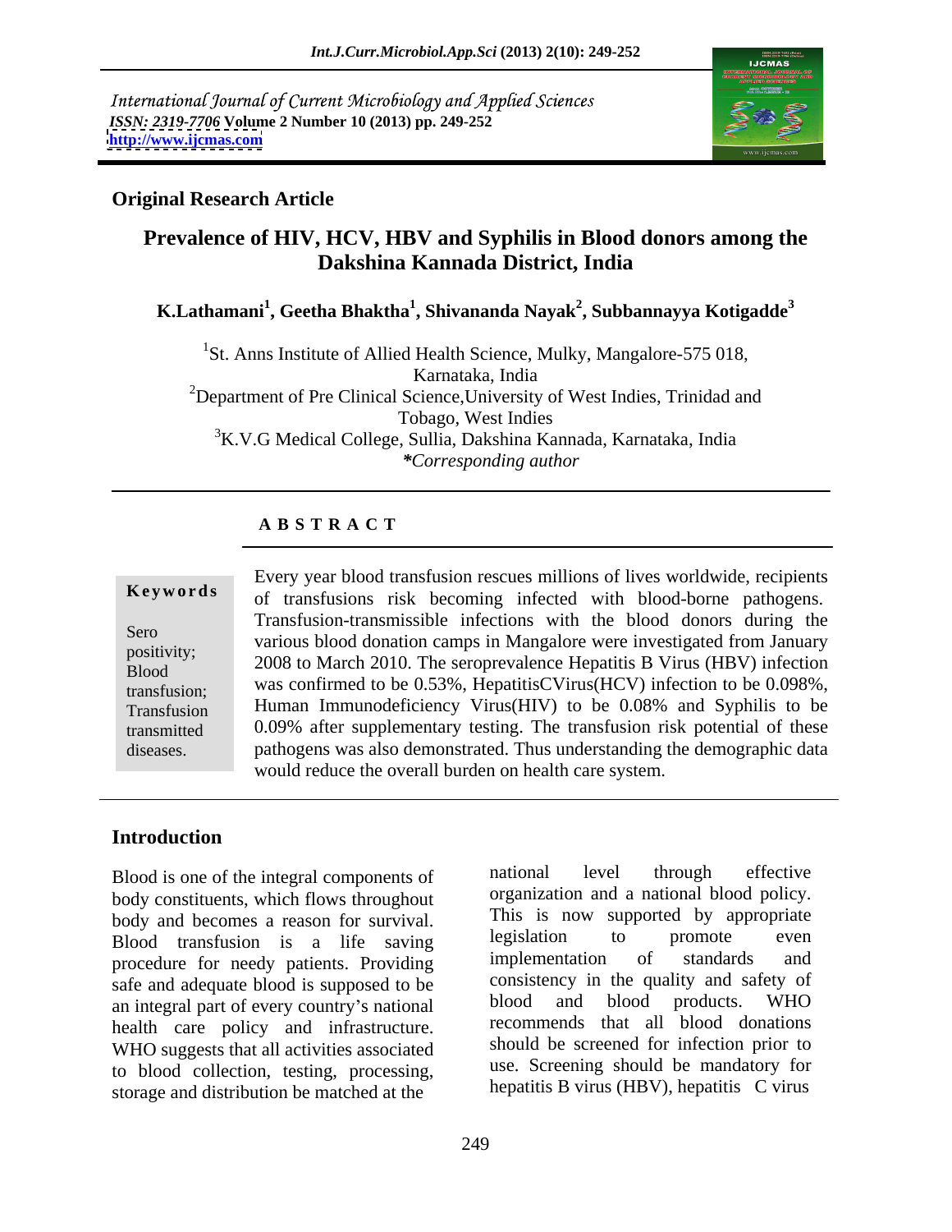International Journal of Current Microbiology and Applied Sciences
ISSN: 2319-7706 Volume 2 Number 10 (2013) pp. 249-252
http://www.ijcmas.com

**Original Research Article**

# Prevalence of HIV, HCV, HBV and Syphilis in Blood donors among the Dakshina Kannada District, India

**K.Lathamani[1], Geetha Bhaktha[1], Shivananda Nayak[2], Subbannayya Kotigadde[3]**

[1]St. Anns Institute of Allied Health Science, Mulky, Mangalore-575 018, Karnataka, India
[2]Department of Pre Clinical Science,University of West Indies, Trinidad and Tobago, West Indies
[3]K.V.G Medical College, Sullia, Dakshina Kannada, Karnataka, India
*\*Corresponding author*

## A B S T R A C T

**Keywords**

Sero positivity; Blood transfusion; Transfusion transmitted diseases.

Every year blood transfusion rescues millions of lives worldwide, recipients of transfusions risk becoming infected with blood-borne pathogens. Transfusion-transmissible infections with the blood donors during the various blood donation camps in Mangalore were investigated from January 2008 to March 2010. The seroprevalence Hepatitis B Virus (HBV) infection was confirmed to be 0.53%, HepatitisCVirus(HCV) infection to be 0.098%, Human Immunodeficiency Virus(HIV) to be 0.08% and Syphilis to be 0.09% after supplementary testing. The transfusion risk potential of these pathogens was also demonstrated. Thus understanding the demographic data would reduce the overall burden on health care system.

## Introduction

Blood is one of the integral components of body constituents, which flows throughout body and becomes a reason for survival. Blood transfusion is a life saving procedure for needy patients. Providing safe and adequate blood is supposed to be an integral part of every country's national health care policy and infrastructure. WHO suggests that all activities associated to blood collection, testing, processing, storage and distribution be matched at the national level through effective organization and a national blood policy. This is now supported by appropriate legislation to promote even implementation of standards and consistency in the quality and safety of blood and blood products. WHO recommends that all blood donations should be screened for infection prior to use. Screening should be mandatory for hepatitis B virus (HBV), hepatitis C virus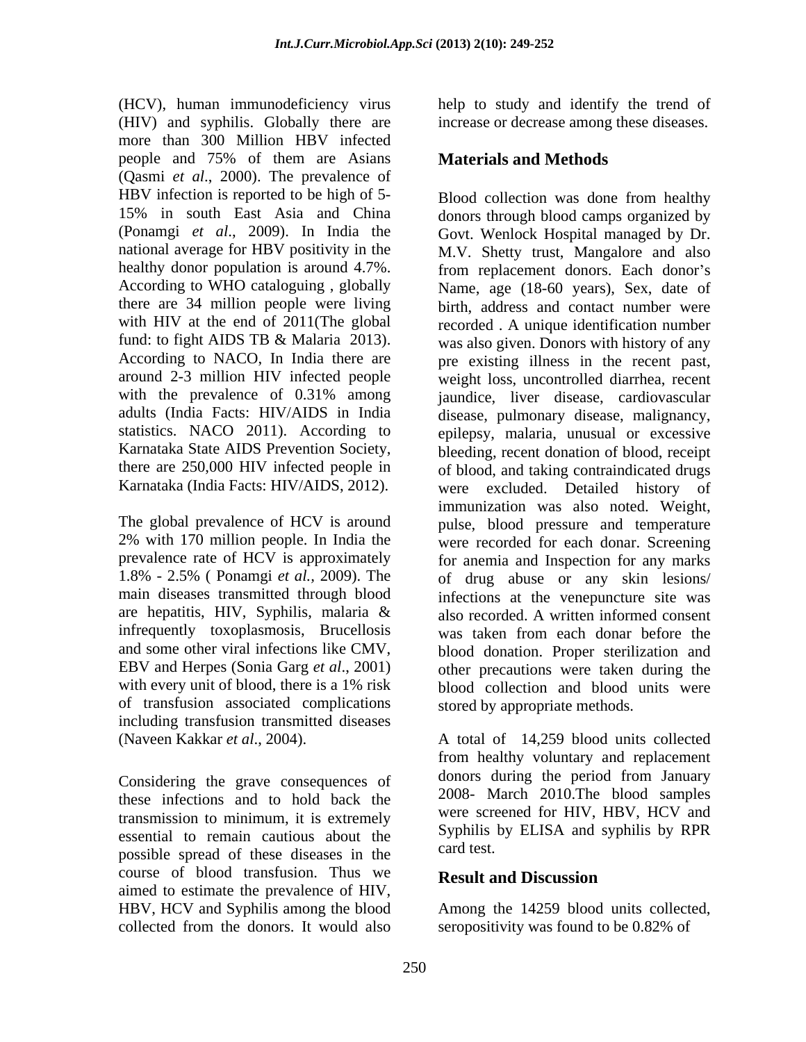(HCV), human immunodeficiency virus (HIV) and syphilis. Globally there are more than 300 Million HBV infected people and 75% of them are Asians (Qasmi *et al*., 2000). The prevalence of HBV infection is reported to be high of 5-15% in south East Asia and China (Ponamgi *et al*., 2009). In India the national average for HBV positivity in the healthy donor population is around 4.7%. According to WHO cataloguing , globally there are 34 million people were living with HIV at the end of 2011(The global fund: to fight AIDS TB & Malaria 2013). According to NACO, In India there are around 2-3 million HIV infected people with the prevalence of 0.31% among adults (India Facts: HIV/AIDS in India statistics. NACO 2011). According to Karnataka State AIDS Prevention Society, there are 250,000 HIV infected people in Karnataka (India Facts: HIV/AIDS, 2012).

The global prevalence of HCV is around 2% with 170 million people. In India the prevalence rate of HCV is approximately 1.8% - 2.5% ( Ponamgi *et al.*, 2009). The main diseases transmitted through blood are hepatitis, HIV, Syphilis, malaria & infrequently toxoplasmosis, Brucellosis and some other viral infections like CMV, EBV and Herpes (Sonia Garg *et al*., 2001) with every unit of blood, there is a 1% risk of transfusion associated complications including transfusion transmitted diseases (Naveen Kakkar *et al*., 2004).

Considering the grave consequences of these infections and to hold back the transmission to minimum, it is extremely essential to remain cautious about the possible spread of these diseases in the course of blood transfusion. Thus we aimed to estimate the prevalence of HIV, HBV, HCV and Syphilis among the blood collected from the donors. It would also help to study and identify the trend of increase or decrease among these diseases.

## Materials and Methods

Blood collection was done from healthy donors through blood camps organized by Govt. Wenlock Hospital managed by Dr. M.V. Shetty trust, Mangalore and also from replacement donors. Each donor's Name, age (18-60 years), Sex, date of birth, address and contact number were recorded . A unique identification number was also given. Donors with history of any pre existing illness in the recent past, weight loss, uncontrolled diarrhea, recent jaundice, liver disease, cardiovascular disease, pulmonary disease, malignancy, epilepsy, malaria, unusual or excessive bleeding, recent donation of blood, receipt of blood, and taking contraindicated drugs were excluded. Detailed history of immunization was also noted. Weight, pulse, blood pressure and temperature were recorded for each donar. Screening for anemia and Inspection for any marks of drug abuse or any skin lesions/ infections at the venepuncture site was also recorded. A written informed consent was taken from each donar before the blood donation. Proper sterilization and other precautions were taken during the blood collection and blood units were stored by appropriate methods.

A total of 14,259 blood units collected from healthy voluntary and replacement donors during the period from January 2008- March 2010.The blood samples were screened for HIV, HBV, HCV and Syphilis by ELISA and syphilis by RPR card test.

## Result and Discussion

Among the 14259 blood units collected, seropositivity was found to be 0.82% of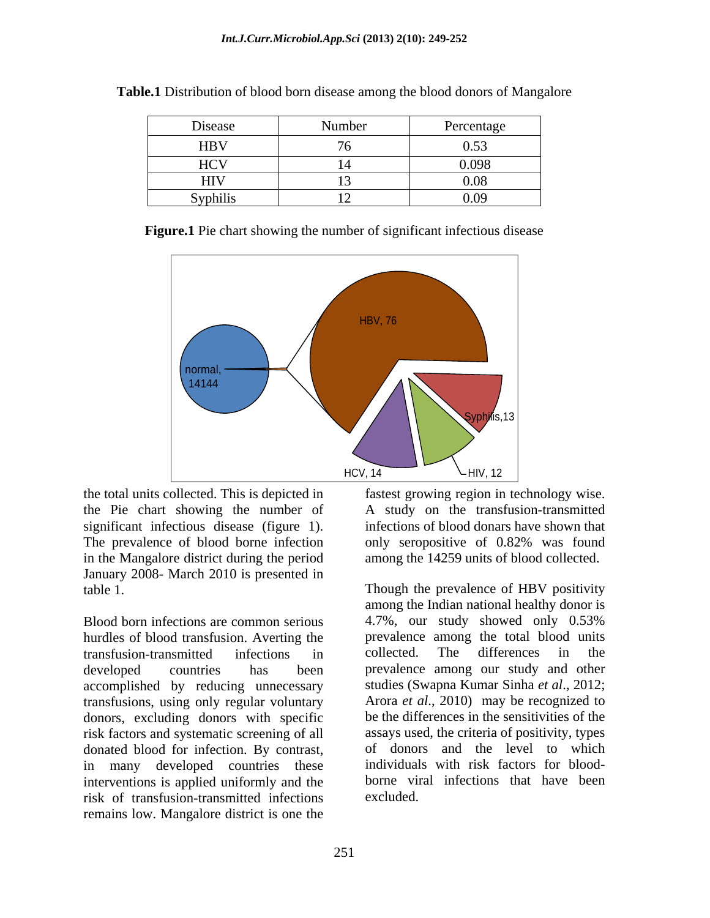**Table.1** Distribution of blood born disease among the blood donors of Mangalore

| Disease | Number | Percentage |
|---|---|---|
| HBV | 76 | 0.53 |
| HCV | 14 | 0.098 |
| HIV | 13 | 0.08 |
| Syphilis | 12 | 0.09 |

**Figure.1** Pie chart showing the number of significant infectious disease

the total units collected. This is depicted in the Pie chart showing the number of significant infectious disease (figure 1). The prevalence of blood borne infection in the Mangalore district during the period January 2008- March 2010 is presented in table 1.

Blood born infections are common serious hurdles of blood transfusion. Averting the transfusion-transmitted infections in developed countries has been accomplished by reducing unnecessary transfusions, using only regular voluntary donors, excluding donors with specific risk factors and systematic screening of all donated blood for infection. By contrast, in many developed countries these interventions is applied uniformly and the risk of transfusion-transmitted infections remains low. Mangalore district is one the fastest growing region in technology wise. A study on the transfusion-transmitted infections of blood donars have shown that only seropositive of 0.82% was found among the 14259 units of blood collected.

Though the prevalence of HBV positivity among the Indian national healthy donor is 4.7%, our study showed only 0.53% prevalence among the total blood units collected. The differences in the prevalence among our study and other studies (Swapna Kumar Sinha *et al*., 2012; Arora *et al*., 2010) may be recognized to be the differences in the sensitivities of the assays used, the criteria of positivity, types of donors and the level to which individuals with risk factors for blood-borne viral infections that have been excluded.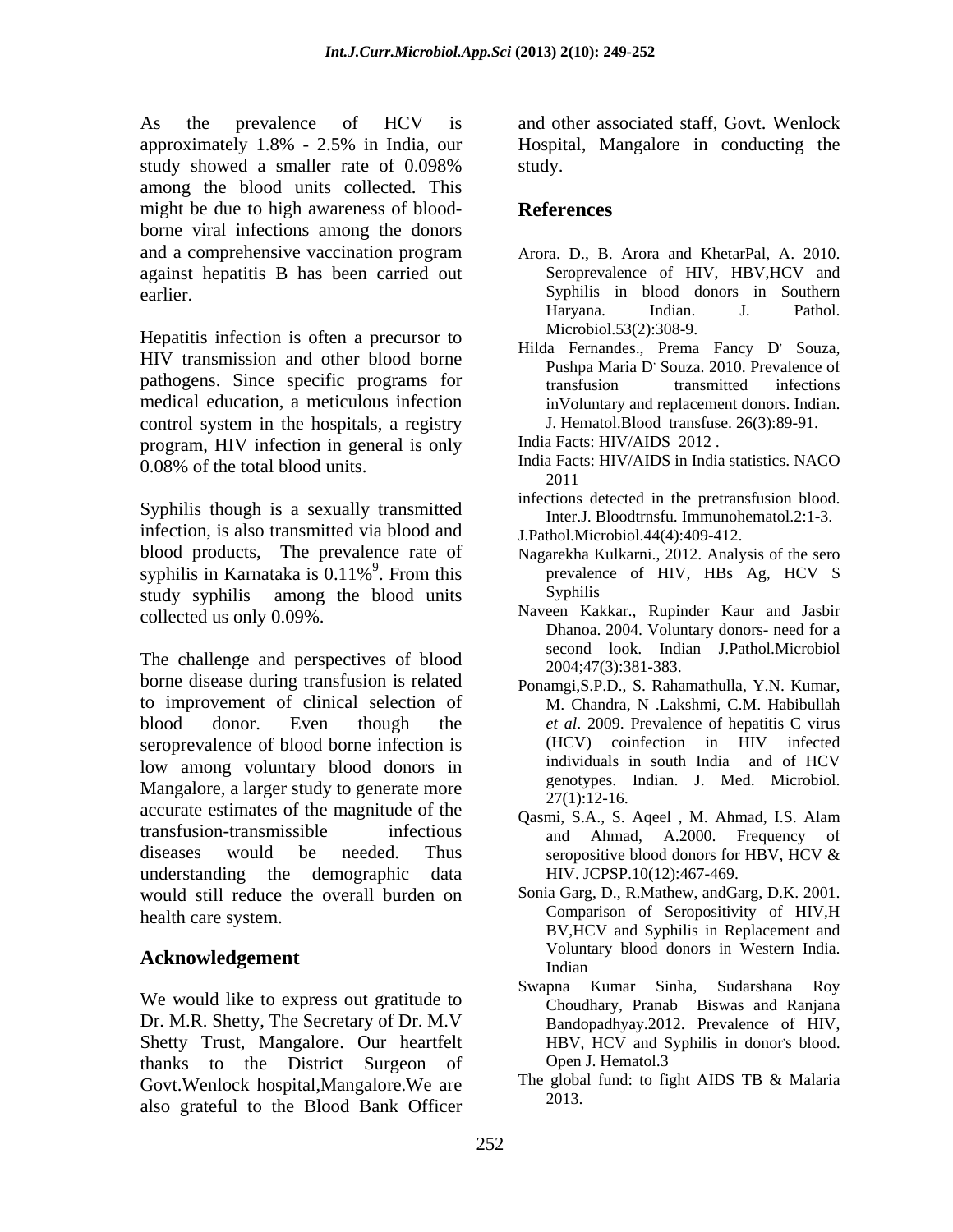As the prevalence of HCV is approximately 1.8% - 2.5% in India, our study showed a smaller rate of 0.098% among the blood units collected. This might be due to high awareness of blood-borne viral infections among the donors and a comprehensive vaccination program against hepatitis B has been carried out earlier.

Hepatitis infection is often a precursor to HIV transmission and other blood borne pathogens. Since specific programs for medical education, a meticulous infection control system in the hospitals, a registry program, HIV infection in general is only 0.08% of the total blood units.

Syphilis though is a sexually transmitted infection, is also transmitted via blood and blood products, The prevalence rate of syphilis in Karnataka is 0.11%[9]. From this study syphilis among the blood units collected us only 0.09%.

The challenge and perspectives of blood borne disease during transfusion is related to improvement of clinical selection of blood donor. Even though the seroprevalence of blood borne infection is low among voluntary blood donors in Mangalore, a larger study to generate more accurate estimates of the magnitude of the transfusion-transmissible infectious diseases would be needed. Thus understanding the demographic data would still reduce the overall burden on health care system.

## Acknowledgement

We would like to express out gratitude to Dr. M.R. Shetty, The Secretary of Dr. M.V Shetty Trust, Mangalore. Our heartfelt thanks to the District Surgeon of Govt.Wenlock hospital,Mangalore.We are also grateful to the Blood Bank Officer and other associated staff, Govt. Wenlock Hospital, Mangalore in conducting the study.

## References

Arora. D., B. Arora and KhetarPal, A. 2010. Seroprevalence of HIV, HBV,HCV and Syphilis in blood donors in Southern Haryana. Indian. J. Pathol. Microbiol.53(2):308-9.

Hilda Fernandes., Prema Fancy D' Souza, Pushpa Maria D' Souza. 2010. Prevalence of transfusion transmitted infections inVoluntary and replacement donors. Indian. J. Hematol.Blood transfuse. 26(3):89-91.

India Facts: HIV/AIDS 2012 .

India Facts: HIV/AIDS in India statistics. NACO 2011

infections detected in the pretransfusion blood. Inter.J. Bloodtrnsfu. Immunohematol.2:1-3.

J.Pathol.Microbiol.44(4):409-412.

Nagarekha Kulkarni., 2012. Analysis of the sero prevalence of HIV, HBs Ag, HCV $ Syphilis

Naveen Kakkar., Rupinder Kaur and Jasbir Dhanoa. 2004. Voluntary donors- need for a second look. Indian J.Pathol.Microbiol 2004;47(3):381-383.

Ponamgi,S.P.D., S. Rahamathulla, Y.N. Kumar, M. Chandra, N .Lakshmi, C.M. Habibullah *et al*. 2009. Prevalence of hepatitis C virus (HCV) coinfection in HIV infected individuals in south India and of HCV genotypes. Indian. J. Med. Microbiol. 27(1):12-16.

Qasmi, S.A., S. Aqeel , M. Ahmad, I.S. Alam and Ahmad, A.2000. Frequency of seropositive blood donors for HBV, HCV & HIV. JCPSP.10(12):467-469.

Sonia Garg, D., R.Mathew, andGarg, D.K. 2001. Comparison of Seropositivity of HIV,HBV,HCV and Syphilis in Replacement and Voluntary blood donors in Western India. Indian

Swapna Kumar Sinha, Sudarshana Roy Choudhary, Pranab Biswas and Ranjana Bandopadhyay.2012. Prevalence of HIV, HBV, HCV and Syphilis in donor's blood. Open J. Hematol.3

The global fund: to fight AIDS TB & Malaria 2013.